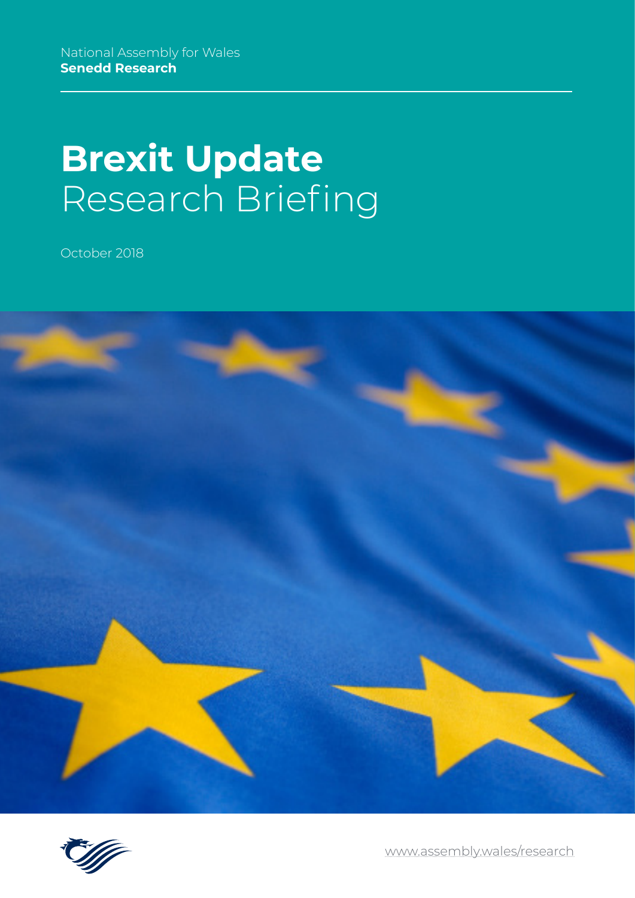National Assembly for Wales
**Senedd Research**

# **Brexit Update** Research Briefing

October 2018

www.assembly.wales/research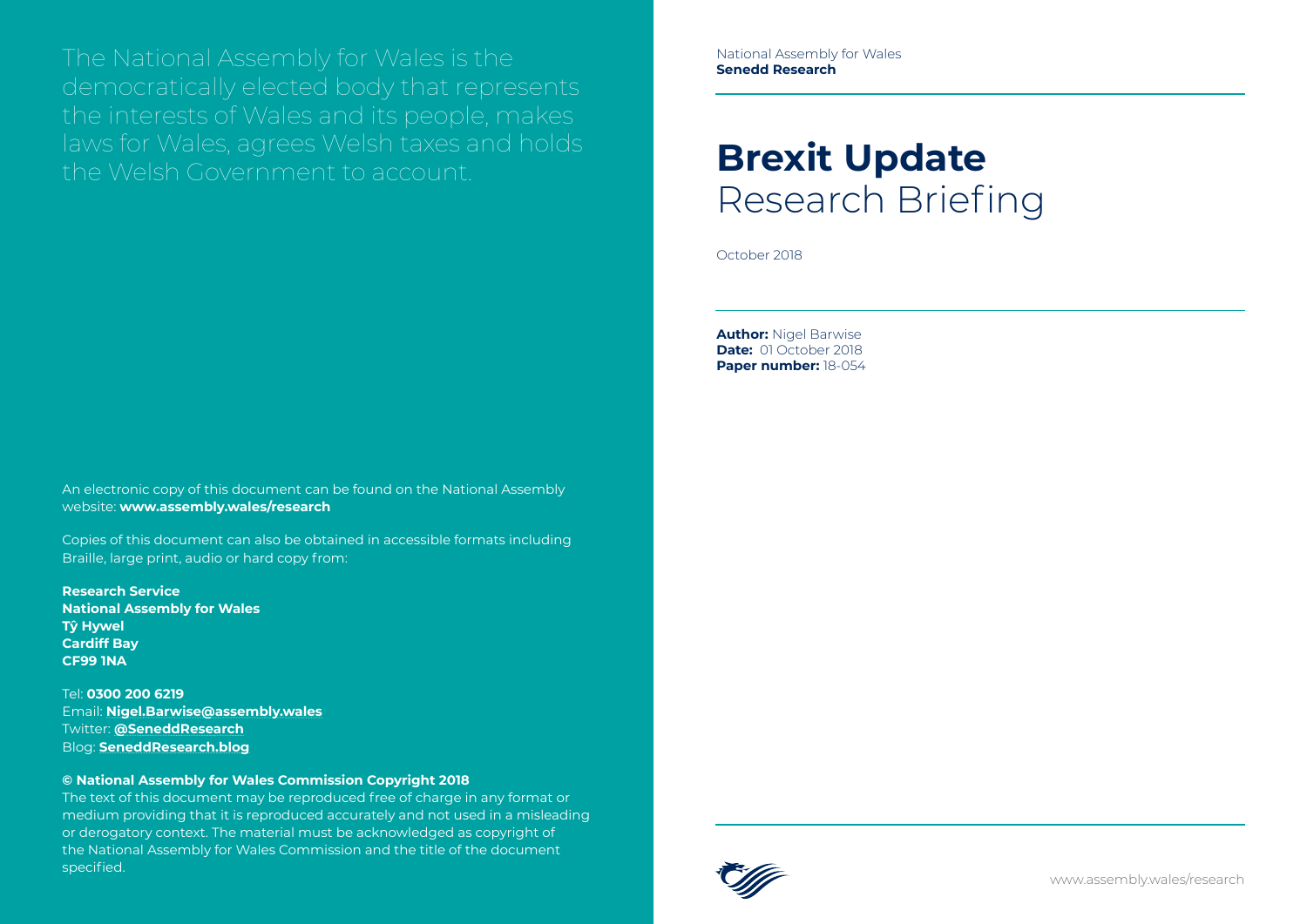The National Assembly for Wales is the democratically elected body that represents the interests of Wales and its people, makes laws for Wales, agrees Welsh taxes and holds the Welsh Government to account.

An electronic copy of this document can be found on the National Assembly website: **www.assembly.wales/research**

Copies of this document can also be obtained in accessible formats including Braille, large print, audio or hard copy from:

**Research Service**
**National Assembly for Wales**
**Tŷ Hywel**
**Cardiff Bay**
**CF99 1NA**

Tel: **0300 200 6219**
Email: **Nigel.Barwise@assembly.wales**
Twitter: **@SeneddResearch**
Blog: **SeneddResearch.blog**

**© National Assembly for Wales Commission Copyright 2018**
The text of this document may be reproduced free of charge in any format or medium providing that it is reproduced accurately and not used in a misleading or derogatory context. The material must be acknowledged as copyright of the National Assembly for Wales Commission and the title of the document specified.

National Assembly for Wales
**Senedd Research**

# Brexit Update
## Research Briefing

October 2018

**Author:** Nigel Barwise
**Date:** 01 October 2018
**Paper number:** 18-054

www.assembly.wales/research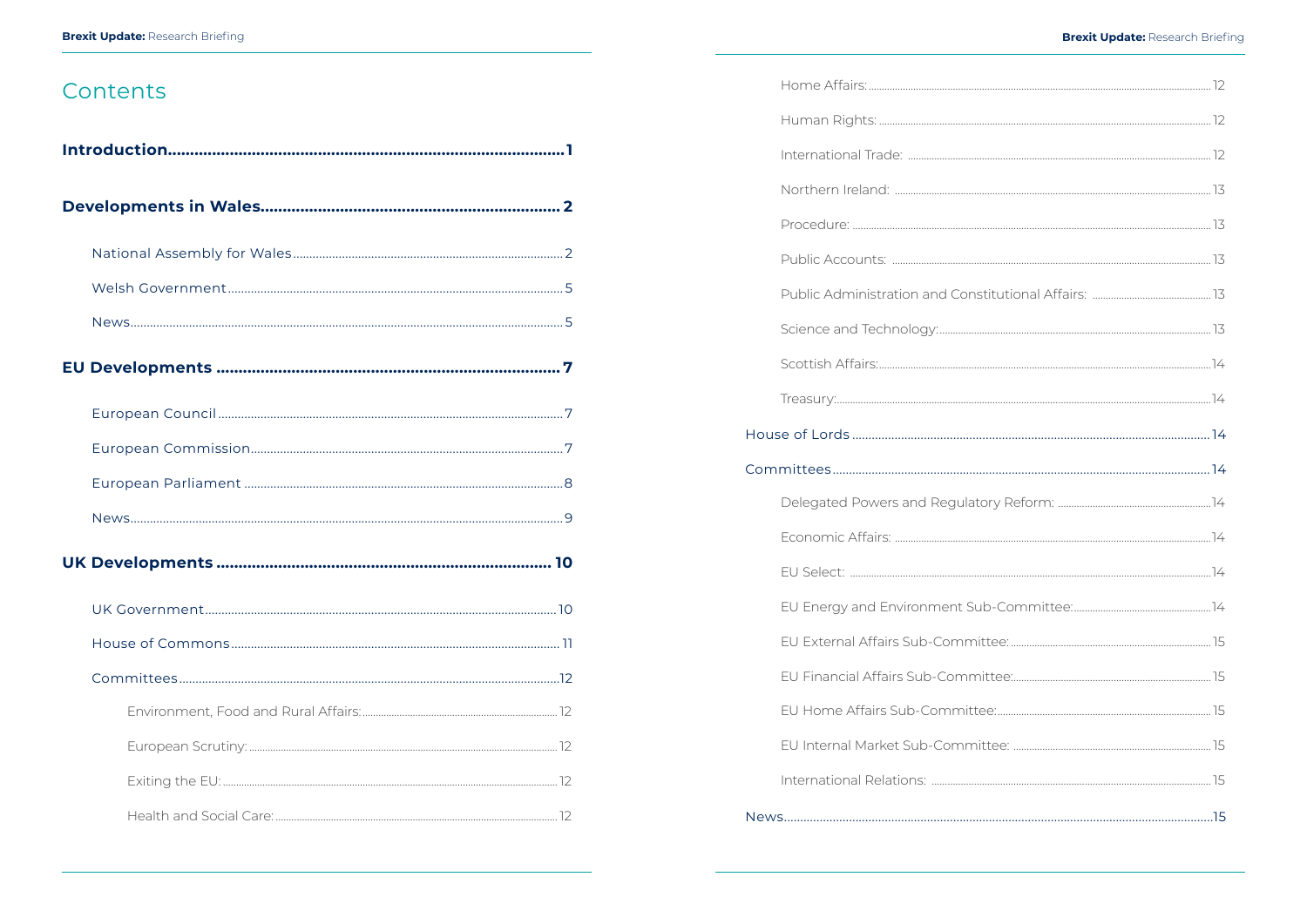# Contents

**Introduction....................................................................1**

**Developments in Wales.................................................2**

- National Assembly for Wales.....................................2
- Welsh Government.....................................................5
- News..........................................................................5

**EU Developments.........................................................7**

- European Council.......................................................7
- European Commission...............................................7
- European Parliament..................................................8
- News..........................................................................9

**UK Developments.........................................................10**

- UK Government..........................................................10
- House of Commons....................................................11
- Committees................................................................12
  - Environment, Food and Rural Affairs:.....................12
  - European Scrutiny:..................................................12
  - Exiting the EU:.........................................................12
  - Health and Social Care:...........................................12
  - Home Affairs:...........................................................12
  - Human Rights:..........................................................12
  - International Trade:.................................................12
  - Northern Ireland:......................................................13
  - Procedure:...............................................................13
  - Public Accounts:.......................................................13
  - Public Administration and Constitutional Affairs:....13
  - Science and Technology:..........................................13
  - Scottish Affairs:........................................................14
  - Treasury:..................................................................14
- House of Lords..........................................................14
- Committees................................................................14
  - Delegated Powers and Regulatory Reform:.............14
  - Economic Affairs:......................................................14
  - EU Select:.................................................................14
  - EU Energy and Environment Sub-Committee:..........14
  - EU External Affairs Sub-Committee:........................15
  - EU Financial Affairs Sub-Committee:.......................15
  - EU Home Affairs Sub-Committee:............................15
  - EU Internal Market Sub-Committee:........................15
  - International Relations:............................................15
- News..........................................................................15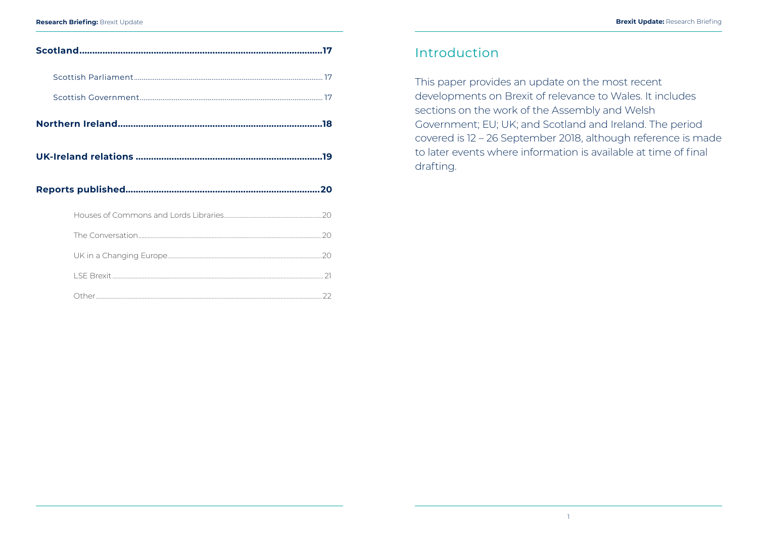**Scotland .......................................................................................17**

Scottish Parliament ......................................................................... 17

Scottish Government ....................................................................... 17

**Northern Ireland ...........................................................................18**

**UK-Ireland relations ......................................................................19**

**Reports published .........................................................................20**

Houses of Commons and Lords Libraries .............................................20

The Conversation .................................................................................20

UK in a Changing Europe ......................................................................20

LSE Brexit ............................................................................................ 21

Other ...................................................................................................22

# Introduction

This paper provides an update on the most recent developments on Brexit of relevance to Wales. It includes sections on the work of the Assembly and Welsh Government; EU; UK; and Scotland and Ireland. The period covered is 12 – 26 September 2018, although reference is made to later events where information is available at time of final drafting.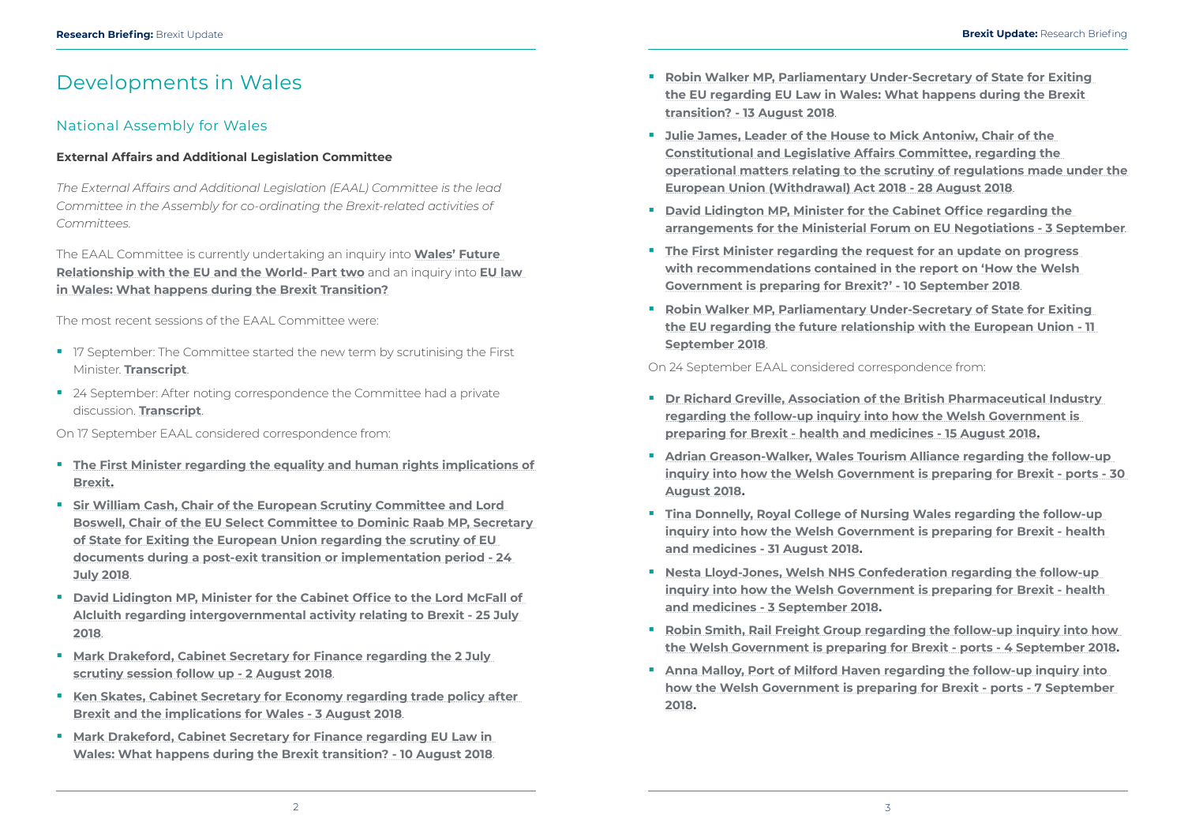# Developments in Wales

## National Assembly for Wales

### External Affairs and Additional Legislation Committee

*The External Affairs and Additional Legislation (EAAL) Committee is the lead Committee in the Assembly for co-ordinating the Brexit-related activities of Committees.*

The EAAL Committee is currently undertaking an inquiry into **Wales' Future Relationship with the EU and the World- Part two** and an inquiry into **EU law in Wales: What happens during the Brexit Transition?**

The most recent sessions of the EAAL Committee were:

- 17 September: The Committee started the new term by scrutinising the First Minister. **Transcript**.
- 24 September: After noting correspondence the Committee had a private discussion. **Transcript**.

On 17 September EAAL considered correspondence from:

- **The First Minister regarding the equality and human rights implications of Brexit.**
- **Sir William Cash, Chair of the European Scrutiny Committee and Lord Boswell, Chair of the EU Select Committee to Dominic Raab MP, Secretary of State for Exiting the European Union regarding the scrutiny of EU documents during a post-exit transition or implementation period - 24 July 2018**.
- **David Lidington MP, Minister for the Cabinet Office to the Lord McFall of Alcluith regarding intergovernmental activity relating to Brexit - 25 July 2018**.
- **Mark Drakeford, Cabinet Secretary for Finance regarding the 2 July scrutiny session follow up - 2 August 2018**.
- **Ken Skates, Cabinet Secretary for Economy regarding trade policy after Brexit and the implications for Wales - 3 August 2018**.
- **Mark Drakeford, Cabinet Secretary for Finance regarding EU Law in Wales: What happens during the Brexit transition? - 10 August 2018**.
- **Robin Walker MP, Parliamentary Under-Secretary of State for Exiting the EU regarding EU Law in Wales: What happens during the Brexit transition? - 13 August 2018**.
- **Julie James, Leader of the House to Mick Antoniw, Chair of the Constitutional and Legislative Affairs Committee, regarding the operational matters relating to the scrutiny of regulations made under the European Union (Withdrawal) Act 2018 - 28 August 2018**.
- **David Lidington MP, Minister for the Cabinet Office regarding the arrangements for the Ministerial Forum on EU Negotiations - 3 September**.
- **The First Minister regarding the request for an update on progress with recommendations contained in the report on 'How the Welsh Government is preparing for Brexit?' - 10 September 2018**.
- **Robin Walker MP, Parliamentary Under-Secretary of State for Exiting the EU regarding the future relationship with the European Union - 11 September 2018**.

On 24 September EAAL considered correspondence from:

- **Dr Richard Greville, Association of the British Pharmaceutical Industry regarding the follow-up inquiry into how the Welsh Government is preparing for Brexit - health and medicines - 15 August 2018.**
- **Adrian Greason-Walker, Wales Tourism Alliance regarding the follow-up inquiry into how the Welsh Government is preparing for Brexit - ports - 30 August 2018.**
- **Tina Donnelly, Royal College of Nursing Wales regarding the follow-up inquiry into how the Welsh Government is preparing for Brexit - health and medicines - 31 August 2018.**
- **Nesta Lloyd-Jones, Welsh NHS Confederation regarding the follow-up inquiry into how the Welsh Government is preparing for Brexit - health and medicines - 3 September 2018.**
- **Robin Smith, Rail Freight Group regarding the follow-up inquiry into how the Welsh Government is preparing for Brexit - ports - 4 September 2018.**
- **Anna Malloy, Port of Milford Haven regarding the follow-up inquiry into how the Welsh Government is preparing for Brexit - ports - 7 September 2018.**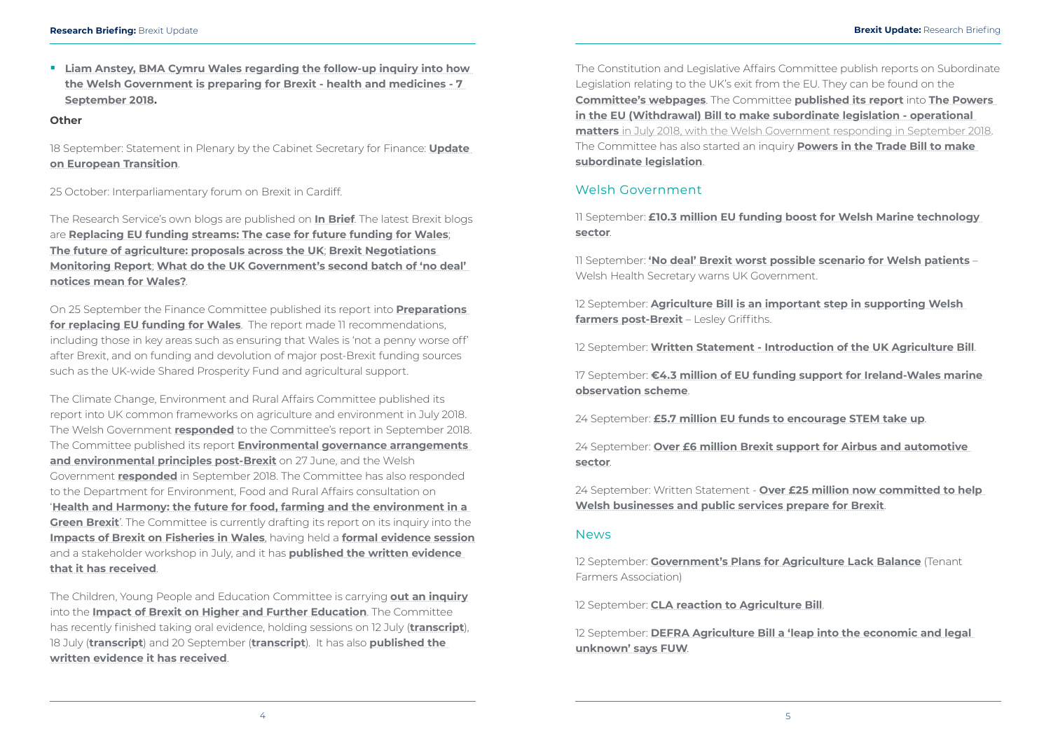- **Liam Anstey, BMA Cymru Wales regarding the follow-up inquiry into how the Welsh Government is preparing for Brexit - health and medicines - 7 September 2018.**

**Other**

18 September: Statement in Plenary by the Cabinet Secretary for Finance: **Update on European Transition**.

25 October: Interparliamentary forum on Brexit in Cardiff.

The Research Service's own blogs are published on **In Brief**. The latest Brexit blogs are **Replacing EU funding streams: The case for future funding for Wales**; **The future of agriculture: proposals across the UK**; **Brexit Negotiations Monitoring Report**; **What do the UK Government's second batch of 'no deal' notices mean for Wales?**.

On 25 September the Finance Committee published its report into **Preparations for replacing EU funding for Wales**. The report made 11 recommendations, including those in key areas such as ensuring that Wales is 'not a penny worse off' after Brexit, and on funding and devolution of major post-Brexit funding sources such as the UK-wide Shared Prosperity Fund and agricultural support.

The Climate Change, Environment and Rural Affairs Committee published its report into UK common frameworks on agriculture and environment in July 2018. The Welsh Government **responded** to the Committee's report in September 2018. The Committee published its report **Environmental governance arrangements and environmental principles post-Brexit** on 27 June, and the Welsh Government **responded** in September 2018. The Committee has also responded to the Department for Environment, Food and Rural Affairs consultation on '**Health and Harmony: the future for food, farming and the environment in a Green Brexit**'. The Committee is currently drafting its report on its inquiry into the **Impacts of Brexit on Fisheries in Wales**, having held a **formal evidence session** and a stakeholder workshop in July, and it has **published the written evidence that it has received**.

The Children, Young People and Education Committee is carrying **out an inquiry** into the **Impact of Brexit on Higher and Further Education**. The Committee has recently finished taking oral evidence, holding sessions on 12 July (**transcript**), 18 July (**transcript**) and 20 September (**transcript**). It has also **published the written evidence it has received**.

The Constitution and Legislative Affairs Committee publish reports on Subordinate Legislation relating to the UK's exit from the EU. They can be found on the **Committee's webpages**. The Committee **published its report** into **The Powers in the EU (Withdrawal) Bill to make subordinate legislation - operational matters** in July 2018, with the Welsh Government responding in September 2018. The Committee has also started an inquiry **Powers in the Trade Bill to make subordinate legislation**.

## Welsh Government

11 September: **£10.3 million EU funding boost for Welsh Marine technology sector**.

11 September: **'No deal' Brexit worst possible scenario for Welsh patients** – Welsh Health Secretary warns UK Government.

12 September: **Agriculture Bill is an important step in supporting Welsh farmers post-Brexit** – Lesley Griffiths.

12 September: **Written Statement - Introduction of the UK Agriculture Bill**.

17 September: **€4.3 million of EU funding support for Ireland-Wales marine observation scheme**.

24 September: **£5.7 million EU funds to encourage STEM take up**.

24 September: **Over £6 million Brexit support for Airbus and automotive sector**.

24 September: Written Statement - **Over £25 million now committed to help Welsh businesses and public services prepare for Brexit**.

## News

12 September: **Government's Plans for Agriculture Lack Balance** (Tenant Farmers Association)

12 September: **CLA reaction to Agriculture Bill**.

12 September: **DEFRA Agriculture Bill a 'leap into the economic and legal unknown' says FUW**.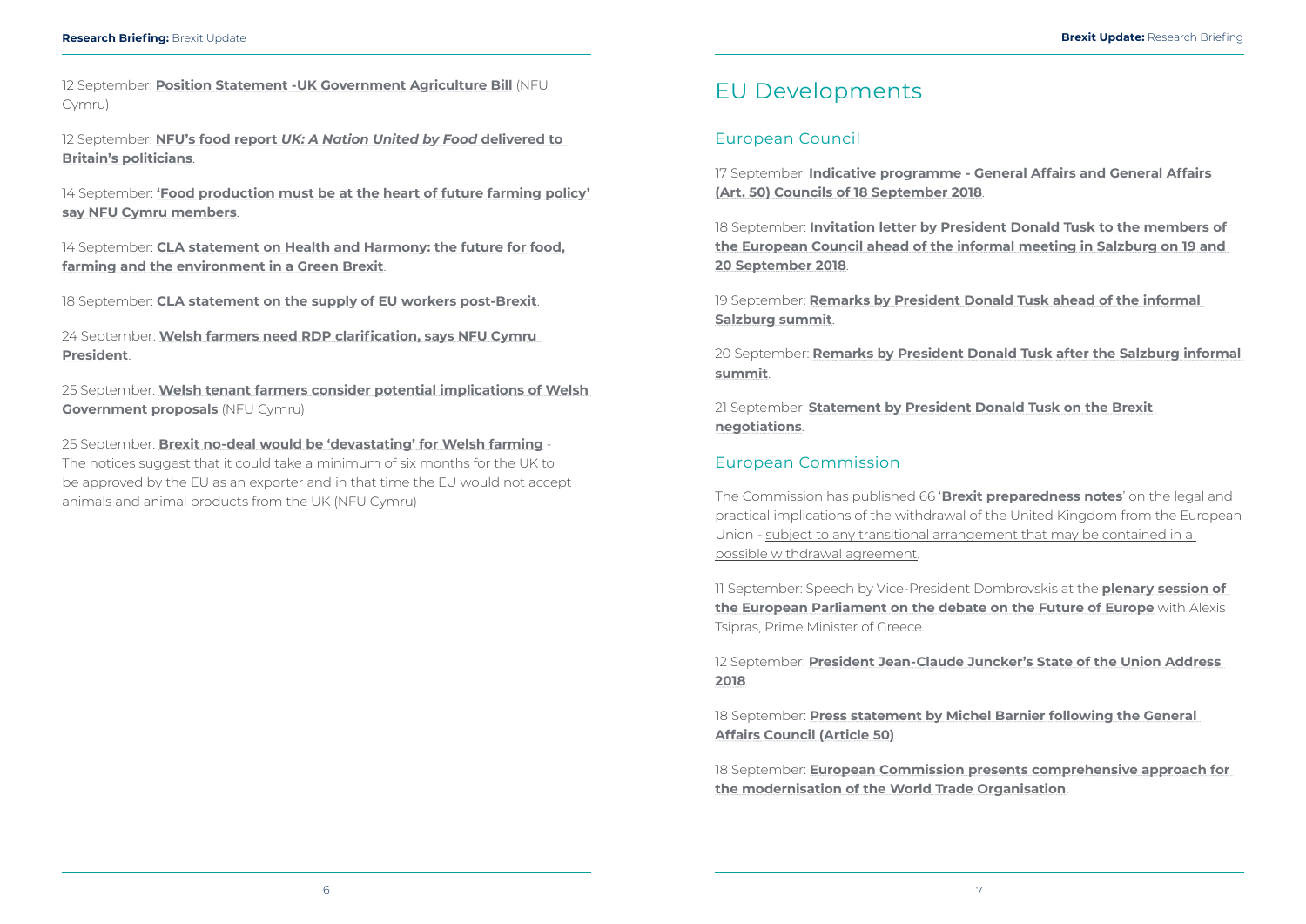12 September: **Position Statement -UK Government Agriculture Bill** (NFU Cymru)

12 September: **NFU's food report *UK: A Nation United by Food* delivered to Britain's politicians**.

14 September: **'Food production must be at the heart of future farming policy' say NFU Cymru members**.

14 September: **CLA statement on Health and Harmony: the future for food, farming and the environment in a Green Brexit**.

18 September: **CLA statement on the supply of EU workers post-Brexit**.

24 September: **Welsh farmers need RDP clarification, says NFU Cymru President**.

25 September: **Welsh tenant farmers consider potential implications of Welsh Government proposals** (NFU Cymru)

25 September: **Brexit no-deal would be 'devastating' for Welsh farming** - The notices suggest that it could take a minimum of six months for the UK to be approved by the EU as an exporter and in that time the EU would not accept animals and animal products from the UK (NFU Cymru)

# EU Developments

## European Council

17 September: **Indicative programme - General Affairs and General Affairs (Art. 50) Councils of 18 September 2018**.

18 September: **Invitation letter by President Donald Tusk to the members of the European Council ahead of the informal meeting in Salzburg on 19 and 20 September 2018**.

19 September: **Remarks by President Donald Tusk ahead of the informal Salzburg summit**.

20 September: **Remarks by President Donald Tusk after the Salzburg informal summit**.

21 September: **Statement by President Donald Tusk on the Brexit negotiations**.

## European Commission

The Commission has published 66 '**Brexit preparedness notes**' on the legal and practical implications of the withdrawal of the United Kingdom from the European Union - subject to any transitional arrangement that may be contained in a possible withdrawal agreement.

11 September: Speech by Vice-President Dombrovskis at the **plenary session of the European Parliament on the debate on the Future of Europe** with Alexis Tsipras, Prime Minister of Greece.

12 September: **President Jean-Claude Juncker's State of the Union Address 2018**.

18 September: **Press statement by Michel Barnier following the General Affairs Council (Article 50)**.

18 September: **European Commission presents comprehensive approach for the modernisation of the World Trade Organisation**.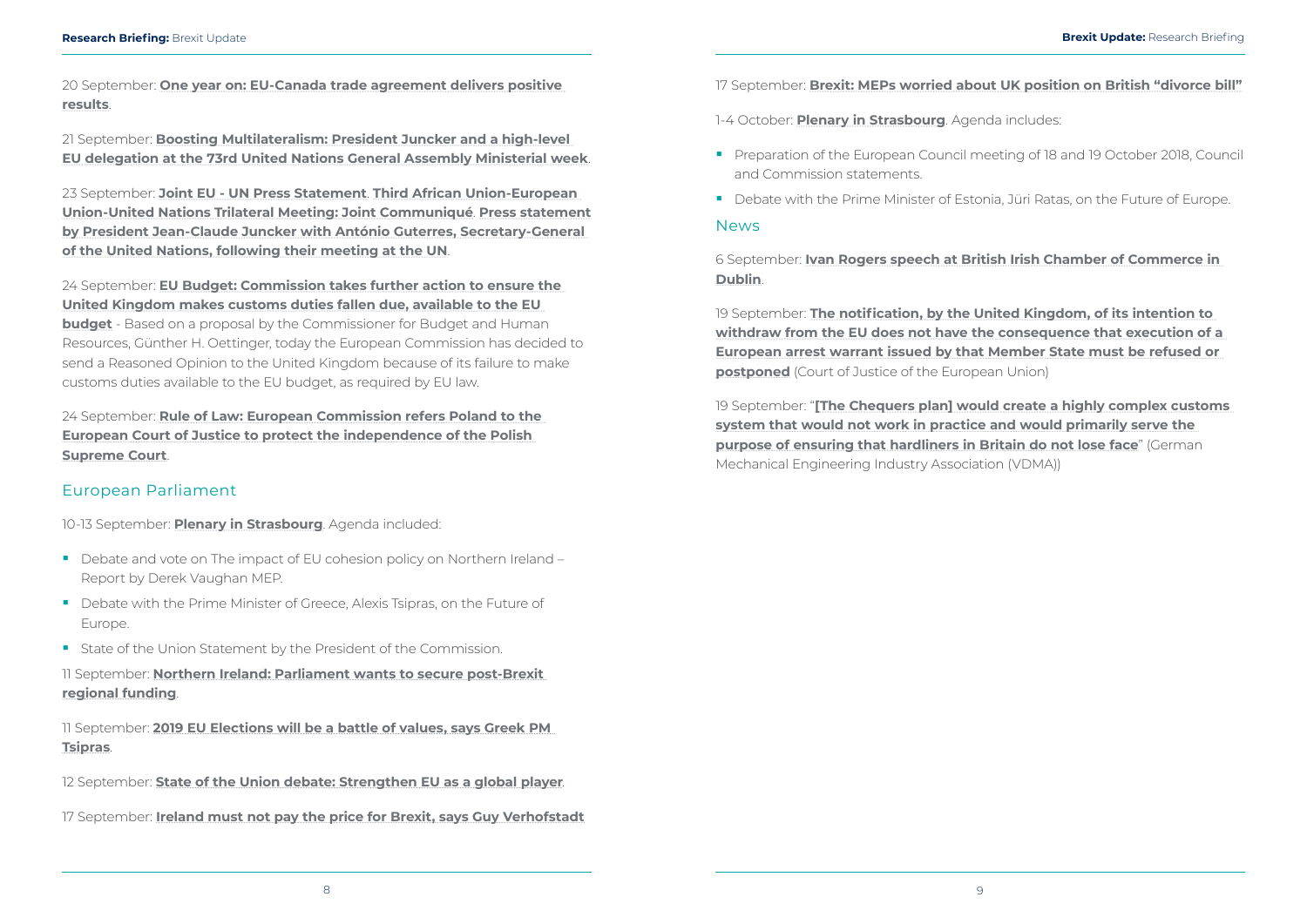20 September: **One year on: EU-Canada trade agreement delivers positive results**.

21 September: **Boosting Multilateralism: President Juncker and a high-level EU delegation at the 73rd United Nations General Assembly Ministerial week**.

23 September: **Joint EU - UN Press Statement**. **Third African Union-European Union-United Nations Trilateral Meeting: Joint Communiqué**. **Press statement by President Jean-Claude Juncker with António Guterres, Secretary-General of the United Nations, following their meeting at the UN**.

24 September: **EU Budget: Commission takes further action to ensure the United Kingdom makes customs duties fallen due, available to the EU budget** - Based on a proposal by the Commissioner for Budget and Human Resources, Günther H. Oettinger, today the European Commission has decided to send a Reasoned Opinion to the United Kingdom because of its failure to make customs duties available to the EU budget, as required by EU law.

24 September: **Rule of Law: European Commission refers Poland to the European Court of Justice to protect the independence of the Polish Supreme Court**.

## European Parliament

10-13 September: **Plenary in Strasbourg**. Agenda included:

- Debate and vote on The impact of EU cohesion policy on Northern Ireland – Report by Derek Vaughan MEP.
- Debate with the Prime Minister of Greece, Alexis Tsipras, on the Future of Europe.
- State of the Union Statement by the President of the Commission.

11 September: **Northern Ireland: Parliament wants to secure post-Brexit regional funding**.

11 September: **2019 EU Elections will be a battle of values, says Greek PM Tsipras**.

12 September: **State of the Union debate: Strengthen EU as a global player**.

17 September: **Ireland must not pay the price for Brexit, says Guy Verhofstadt**

17 September: **Brexit: MEPs worried about UK position on British "divorce bill"**

1-4 October: **Plenary in Strasbourg**. Agenda includes:

- Preparation of the European Council meeting of 18 and 19 October 2018, Council and Commission statements.
- Debate with the Prime Minister of Estonia, Jüri Ratas, on the Future of Europe.

## News

6 September: **Ivan Rogers speech at British Irish Chamber of Commerce in Dublin**.

19 September: **The notification, by the United Kingdom, of its intention to withdraw from the EU does not have the consequence that execution of a European arrest warrant issued by that Member State must be refused or postponed** (Court of Justice of the European Union)

19 September: "**[The Chequers plan] would create a highly complex customs system that would not work in practice and would primarily serve the purpose of ensuring that hardliners in Britain do not lose face**" (German Mechanical Engineering Industry Association (VDMA))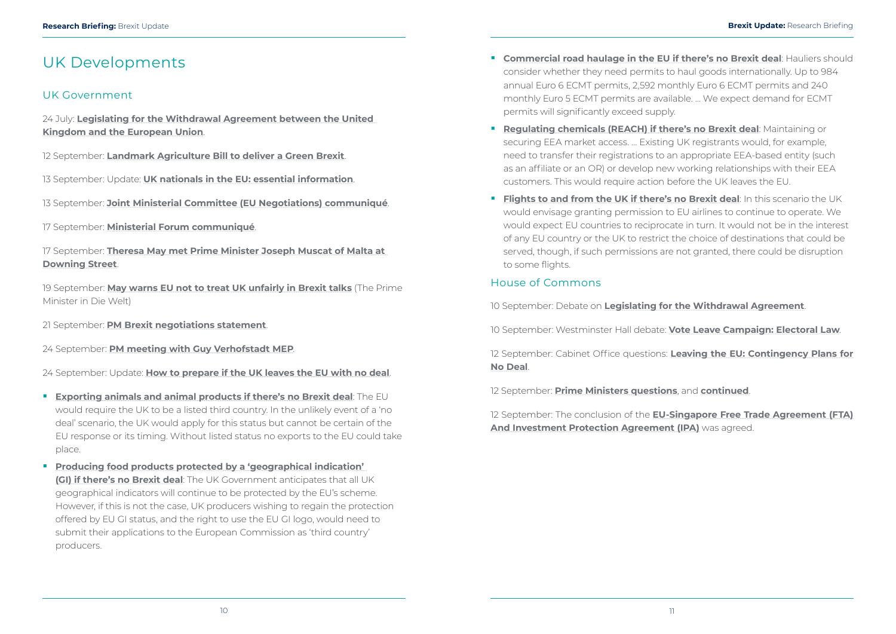# UK Developments

## UK Government

24 July: **Legislating for the Withdrawal Agreement between the United Kingdom and the European Union**.

12 September: **Landmark Agriculture Bill to deliver a Green Brexit**.

13 September: Update: **UK nationals in the EU: essential information**.

13 September: **Joint Ministerial Committee (EU Negotiations) communiqué**.

17 September: **Ministerial Forum communiqué**.

17 September: **Theresa May met Prime Minister Joseph Muscat of Malta at Downing Street**.

19 September: **May warns EU not to treat UK unfairly in Brexit talks** (The Prime Minister in Die Welt)

21 September: **PM Brexit negotiations statement**.

24 September: **PM meeting with Guy Verhofstadt MEP**.

24 September: Update: **How to prepare if the UK leaves the EU with no deal**.

- **Exporting animals and animal products if there's no Brexit deal**: The EU would require the UK to be a listed third country. In the unlikely event of a 'no deal' scenario, the UK would apply for this status but cannot be certain of the EU response or its timing. Without listed status no exports to the EU could take place.
- **Producing food products protected by a 'geographical indication' (GI) if there's no Brexit deal**: The UK Government anticipates that all UK geographical indicators will continue to be protected by the EU's scheme. However, if this is not the case, UK producers wishing to regain the protection offered by EU GI status, and the right to use the EU GI logo, would need to submit their applications to the European Commission as 'third country' producers.
- **Commercial road haulage in the EU if there's no Brexit deal**: Hauliers should consider whether they need permits to haul goods internationally. Up to 984 annual Euro 6 ECMT permits, 2,592 monthly Euro 6 ECMT permits and 240 monthly Euro 5 ECMT permits are available. … We expect demand for ECMT permits will significantly exceed supply.
- **Regulating chemicals (REACH) if there's no Brexit deal**: Maintaining or securing EEA market access. … Existing UK registrants would, for example, need to transfer their registrations to an appropriate EEA-based entity (such as an affiliate or an OR) or develop new working relationships with their EEA customers. This would require action before the UK leaves the EU.
- **Flights to and from the UK if there's no Brexit deal**: In this scenario the UK would envisage granting permission to EU airlines to continue to operate. We would expect EU countries to reciprocate in turn. It would not be in the interest of any EU country or the UK to restrict the choice of destinations that could be served, though, if such permissions are not granted, there could be disruption to some flights.

## House of Commons

10 September: Debate on **Legislating for the Withdrawal Agreement**.

10 September: Westminster Hall debate: **Vote Leave Campaign: Electoral Law**.

12 September: Cabinet Office questions: **Leaving the EU: Contingency Plans for No Deal**.

12 September: **Prime Ministers questions**, and **continued**.

12 September: The conclusion of the **EU-Singapore Free Trade Agreement (FTA) And Investment Protection Agreement (IPA)** was agreed.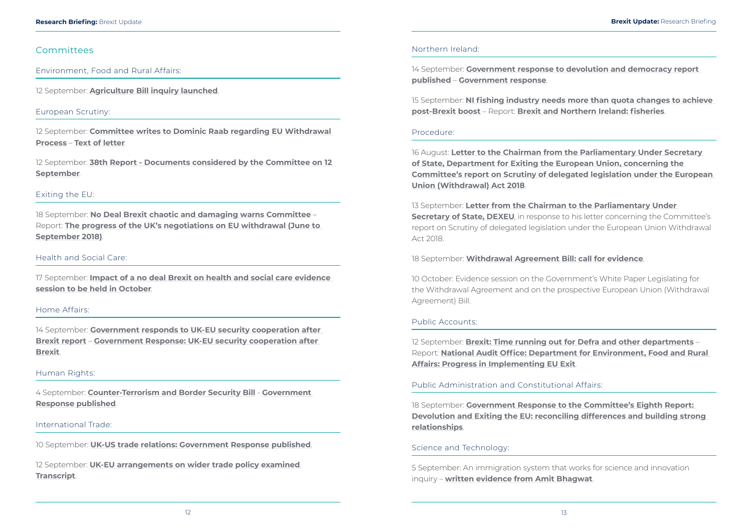## Committees

### Environment, Food and Rural Affairs:

12 September: **Agriculture Bill inquiry launched**.

### European Scrutiny:

12 September: **Committee writes to Dominic Raab regarding EU Withdrawal Process** – **Text of letter**.

12 September: **38th Report - Documents considered by the Committee on 12 September**.

### Exiting the EU:

18 September: **No Deal Brexit chaotic and damaging warns Committee** – Report: **The progress of the UK's negotiations on EU withdrawal (June to September 2018)**.

### Health and Social Care:

17 September: **Impact of a no deal Brexit on health and social care evidence session to be held in October**.

### Home Affairs:

14 September: **Government responds to UK-EU security cooperation after Brexit report** – **Government Response: UK-EU security cooperation after Brexit**.

### Human Rights:

4 September: **Counter-Terrorism and Border Security Bill** - **Government Response published**.

### International Trade:

10 September: **UK-US trade relations: Government Response published**.

12 September: **UK-EU arrangements on wider trade policy examined**. **Transcript**.

### Northern Ireland:

14 September: **Government response to devolution and democracy report published** – **Government response**.

15 September: **NI fishing industry needs more than quota changes to achieve post-Brexit boost** – Report: **Brexit and Northern Ireland: fisheries**.

### Procedure:

16 August: **Letter to the Chairman from the Parliamentary Under Secretary of State, Department for Exiting the European Union, concerning the Committee's report on Scrutiny of delegated legislation under the European Union (Withdrawal) Act 2018**.

13 September: **Letter from the Chairman to the Parliamentary Under Secretary of State, DEXEU**, in response to his letter concerning the Committee's report on Scrutiny of delegated legislation under the European Union Withdrawal Act 2018.

18 September: **Withdrawal Agreement Bill: call for evidence**.

10 October: Evidence session on the Government's White Paper Legislating for the Withdrawal Agreement and on the prospective European Union (Withdrawal Agreement) Bill.

### Public Accounts:

12 September: **Brexit: Time running out for Defra and other departments** – Report: **National Audit Office: Department for Environment, Food and Rural Affairs: Progress in Implementing EU Exit**.

### Public Administration and Constitutional Affairs:

18 September: **Government Response to the Committee's Eighth Report: Devolution and Exiting the EU: reconciling differences and building strong relationships**.

### Science and Technology:

5 September: An immigration system that works for science and innovation inquiry – **written evidence from Amit Bhagwat**.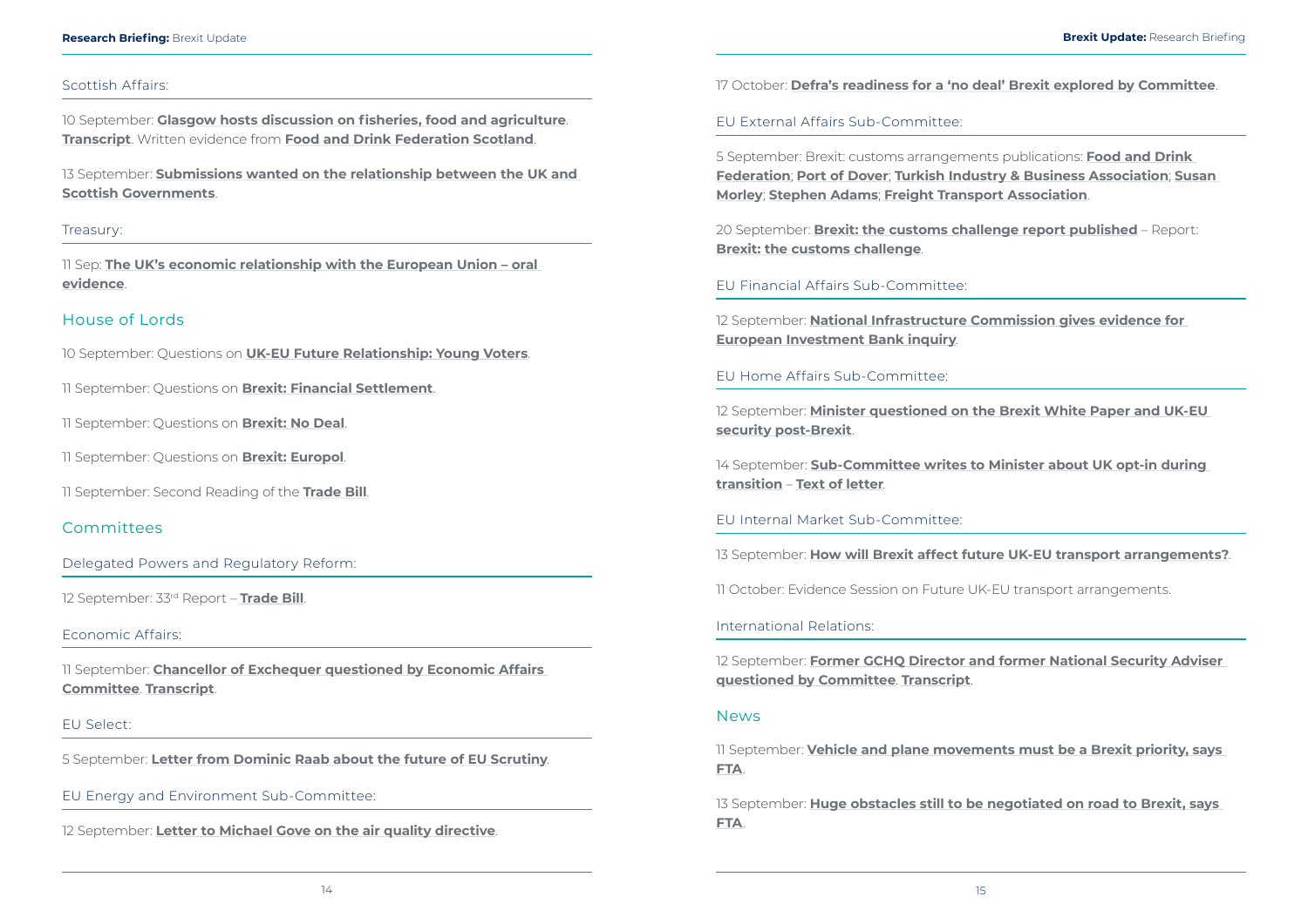### Scottish Affairs:

10 September: **Glasgow hosts discussion on fisheries, food and agriculture**. **Transcript**. Written evidence from **Food and Drink Federation Scotland**.

13 September: **Submissions wanted on the relationship between the UK and Scottish Governments**.

### Treasury:

11 Sep: **The UK's economic relationship with the European Union – oral evidence**.

## House of Lords

10 September: Questions on **UK-EU Future Relationship: Young Voters**.

11 September: Questions on **Brexit: Financial Settlement**.

11 September: Questions on **Brexit: No Deal**.

11 September: Questions on **Brexit: Europol**.

11 September: Second Reading of the **Trade Bill**.

## Committees

### Delegated Powers and Regulatory Reform:

12 September: 33rd Report – **Trade Bill**.

### Economic Affairs:

11 September: **Chancellor of Exchequer questioned by Economic Affairs Committee**. **Transcript**.

### EU Select:

5 September: **Letter from Dominic Raab about the future of EU Scrutiny**.

### EU Energy and Environment Sub-Committee:

12 September: **Letter to Michael Gove on the air quality directive**.

17 October: **Defra's readiness for a 'no deal' Brexit explored by Committee**.

### EU External Affairs Sub-Committee:

5 September: Brexit: customs arrangements publications: **Food and Drink Federation**; **Port of Dover**; **Turkish Industry & Business Association**; **Susan Morley**; **Stephen Adams**; **Freight Transport Association**.

20 September: **Brexit: the customs challenge report published** – Report: **Brexit: the customs challenge**.

### EU Financial Affairs Sub-Committee:

12 September: **National Infrastructure Commission gives evidence for European Investment Bank inquiry**.

### EU Home Affairs Sub-Committee:

12 September: **Minister questioned on the Brexit White Paper and UK-EU security post-Brexit**.

14 September: **Sub-Committee writes to Minister about UK opt-in during transition** – **Text of letter**.

### EU Internal Market Sub-Committee:

13 September: **How will Brexit affect future UK-EU transport arrangements?**.

11 October: Evidence Session on Future UK-EU transport arrangements.

### International Relations:

12 September: **Former GCHQ Director and former National Security Adviser questioned by Committee**. **Transcript**.

## News

11 September: **Vehicle and plane movements must be a Brexit priority, says FTA**.

13 September: **Huge obstacles still to be negotiated on road to Brexit, says FTA**.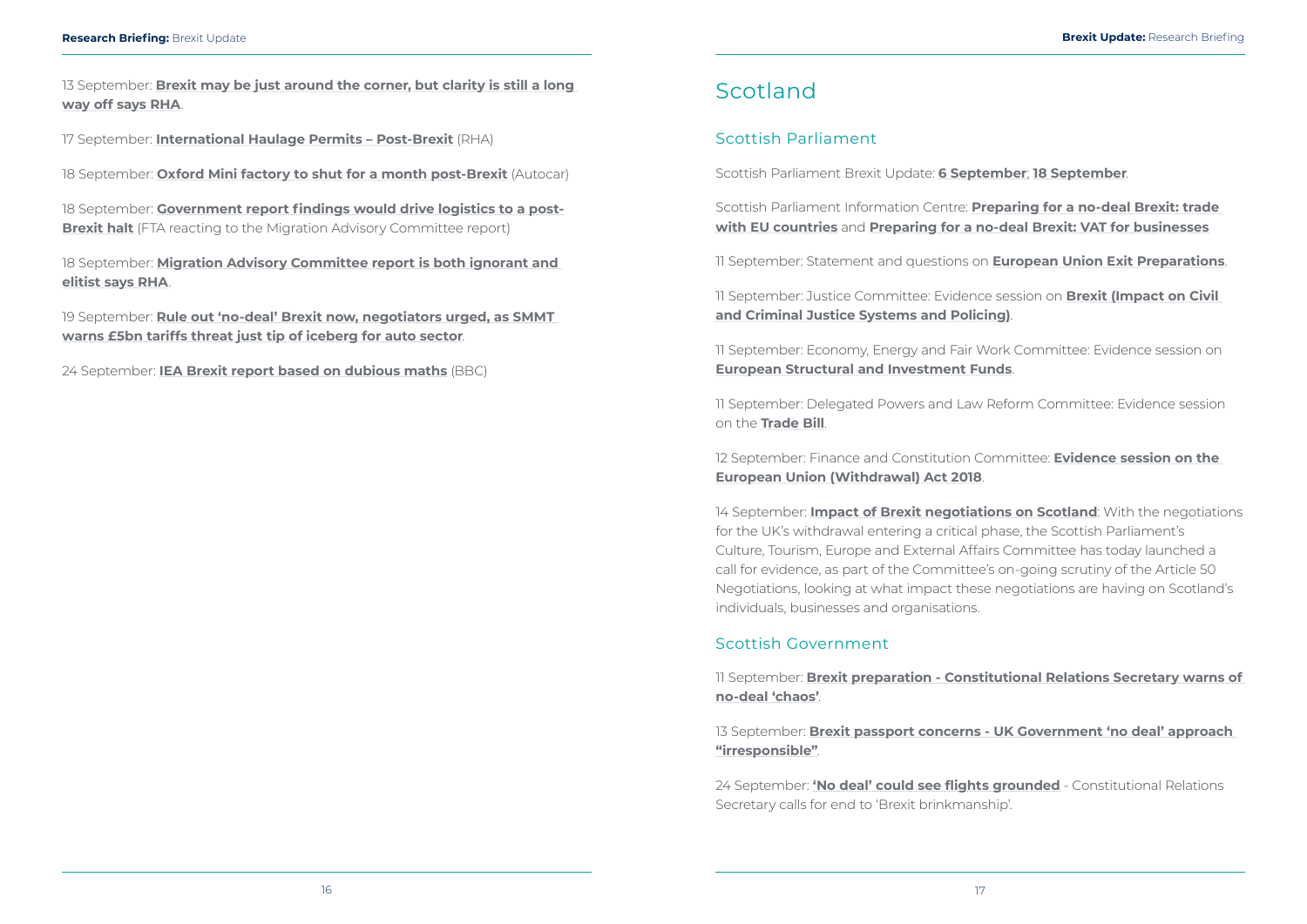13 September: **Brexit may be just around the corner, but clarity is still a long way off says RHA**.

17 September: **International Haulage Permits – Post-Brexit** (RHA)

18 September: **Oxford Mini factory to shut for a month post-Brexit** (Autocar)

18 September: **Government report findings would drive logistics to a post-Brexit halt** (FTA reacting to the Migration Advisory Committee report)

18 September: **Migration Advisory Committee report is both ignorant and elitist says RHA**.

19 September: **Rule out 'no-deal' Brexit now, negotiators urged, as SMMT warns £5bn tariffs threat just tip of iceberg for auto sector**.

24 September: **IEA Brexit report based on dubious maths** (BBC)

# Scotland

## Scottish Parliament

Scottish Parliament Brexit Update: **6 September**; **18 September**.

Scottish Parliament Information Centre: **Preparing for a no-deal Brexit: trade with EU countries** and **Preparing for a no-deal Brexit: VAT for businesses**

11 September: Statement and questions on **European Union Exit Preparations**.

11 September: Justice Committee: Evidence session on **Brexit (Impact on Civil and Criminal Justice Systems and Policing)**.

11 September: Economy, Energy and Fair Work Committee: Evidence session on **European Structural and Investment Funds**.

11 September: Delegated Powers and Law Reform Committee: Evidence session on the **Trade Bill**.

12 September: Finance and Constitution Committee: **Evidence session on the European Union (Withdrawal) Act 2018**.

14 September: **Impact of Brexit negotiations on Scotland**: With the negotiations for the UK's withdrawal entering a critical phase, the Scottish Parliament's Culture, Tourism, Europe and External Affairs Committee has today launched a call for evidence, as part of the Committee's on-going scrutiny of the Article 50 Negotiations, looking at what impact these negotiations are having on Scotland's individuals, businesses and organisations.

## Scottish Government

11 September: **Brexit preparation - Constitutional Relations Secretary warns of no-deal 'chaos'**.

13 September: **Brexit passport concerns - UK Government 'no deal' approach "irresponsible"**.

24 September: **'No deal' could see flights grounded** - Constitutional Relations Secretary calls for end to 'Brexit brinkmanship'.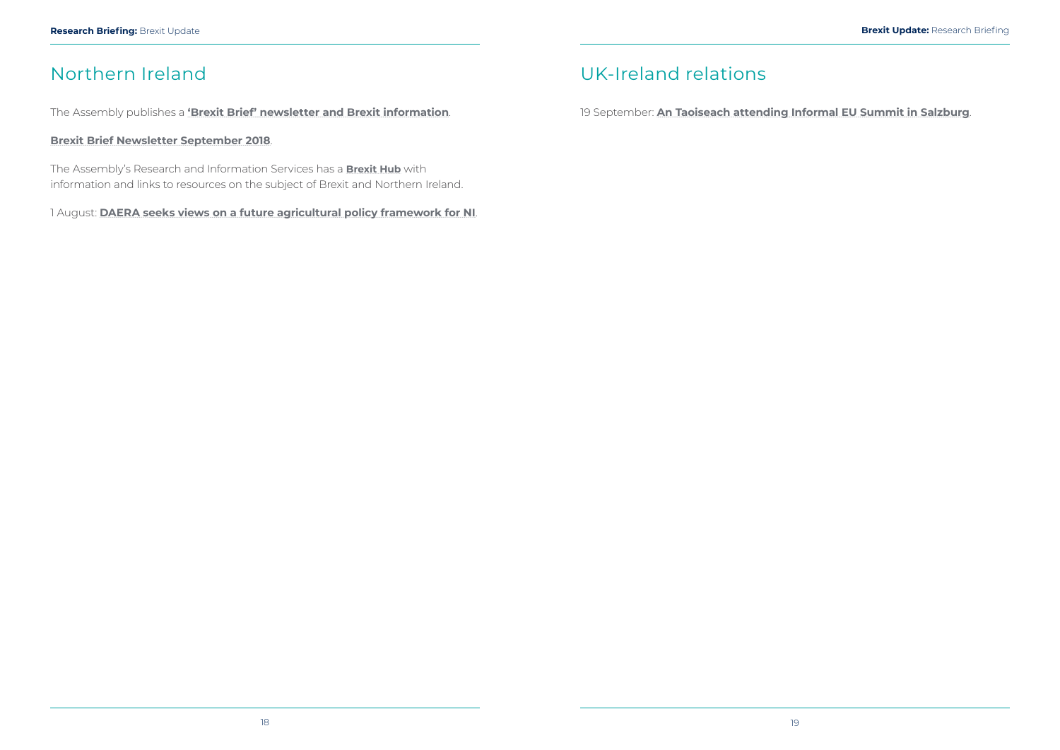# Northern Ireland

The Assembly publishes a **‘Brexit Brief’ newsletter and Brexit information**.

**Brexit Brief Newsletter September 2018**.

The Assembly’s Research and Information Services has a **Brexit Hub** with information and links to resources on the subject of Brexit and Northern Ireland.

1 August: **DAERA seeks views on a future agricultural policy framework for NI**.

# UK-Ireland relations

19 September: **An Taoiseach attending Informal EU Summit in Salzburg**.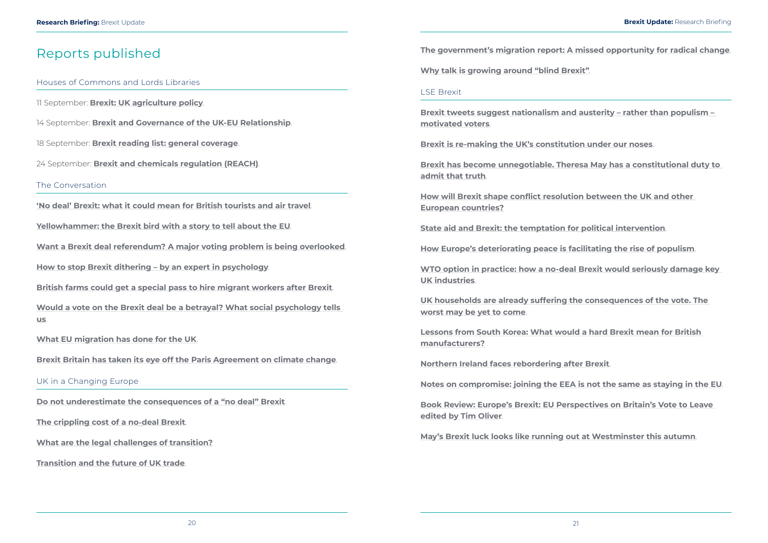# Reports published

## Houses of Commons and Lords Libraries

11 September: **Brexit: UK agriculture policy**.

14 September: **Brexit and Governance of the UK-EU Relationship**.

18 September: **Brexit reading list: general coverage**.

24 September: **Brexit and chemicals regulation (REACH)**.

## The Conversation

**'No deal' Brexit: what it could mean for British tourists and air travel**.

**Yellowhammer: the Brexit bird with a story to tell about the EU**.

**Want a Brexit deal referendum? A major voting problem is being overlooked**.

**How to stop Brexit dithering – by an expert in psychology**.

**British farms could get a special pass to hire migrant workers after Brexit**.

**Would a vote on the Brexit deal be a betrayal? What social psychology tells us**.

**What EU migration has done for the UK**.

**Brexit Britain has taken its eye off the Paris Agreement on climate change**.

## UK in a Changing Europe

**Do not underestimate the consequences of a "no deal" Brexit**.

**The crippling cost of a no-deal Brexit**.

**What are the legal challenges of transition?**

**Transition and the future of UK trade**.

**The government's migration report: A missed opportunity for radical change**.

**Why talk is growing around "blind Brexit"**.

## LSE Brexit

**Brexit tweets suggest nationalism and austerity – rather than populism – motivated voters**.

**Brexit is re-making the UK's constitution under our noses**.

**Brexit has become unnegotiable. Theresa May has a constitutional duty to admit that truth**.

**How will Brexit shape conflict resolution between the UK and other European countries?**

**State aid and Brexit: the temptation for political intervention**.

**How Europe's deteriorating peace is facilitating the rise of populism**.

**WTO option in practice: how a no-deal Brexit would seriously damage key UK industries**.

**UK households are already suffering the consequences of the vote. The worst may be yet to come**.

**Lessons from South Korea: What would a hard Brexit mean for British manufacturers?**

**Northern Ireland faces rebordering after Brexit**.

**Notes on compromise: joining the EEA is not the same as staying in the EU**.

**Book Review: Europe's Brexit: EU Perspectives on Britain's Vote to Leave edited by Tim Oliver**.

**May's Brexit luck looks like running out at Westminster this autumn**.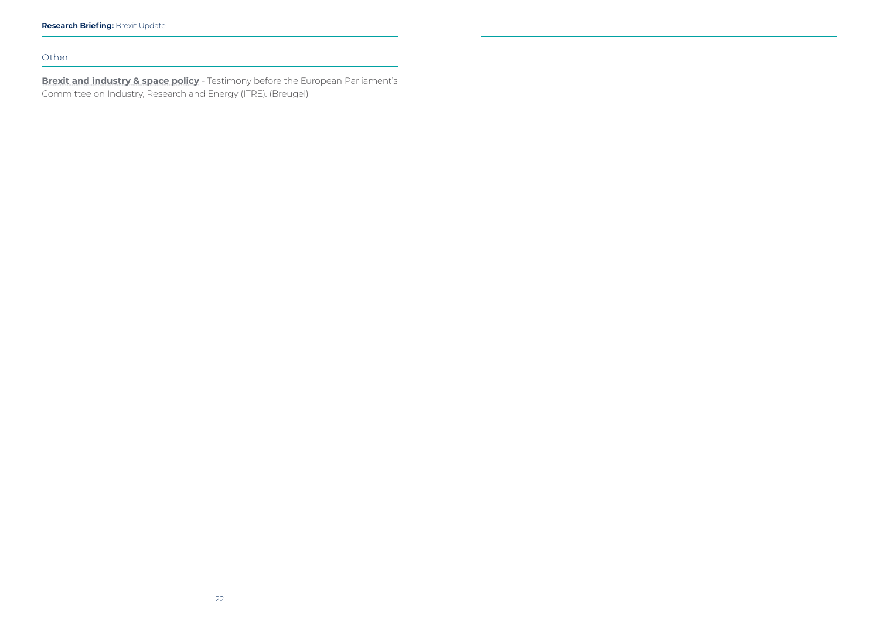### Other

**Brexit and industry & space policy** - Testimony before the European Parliament's Committee on Industry, Research and Energy (ITRE). (Breugel)